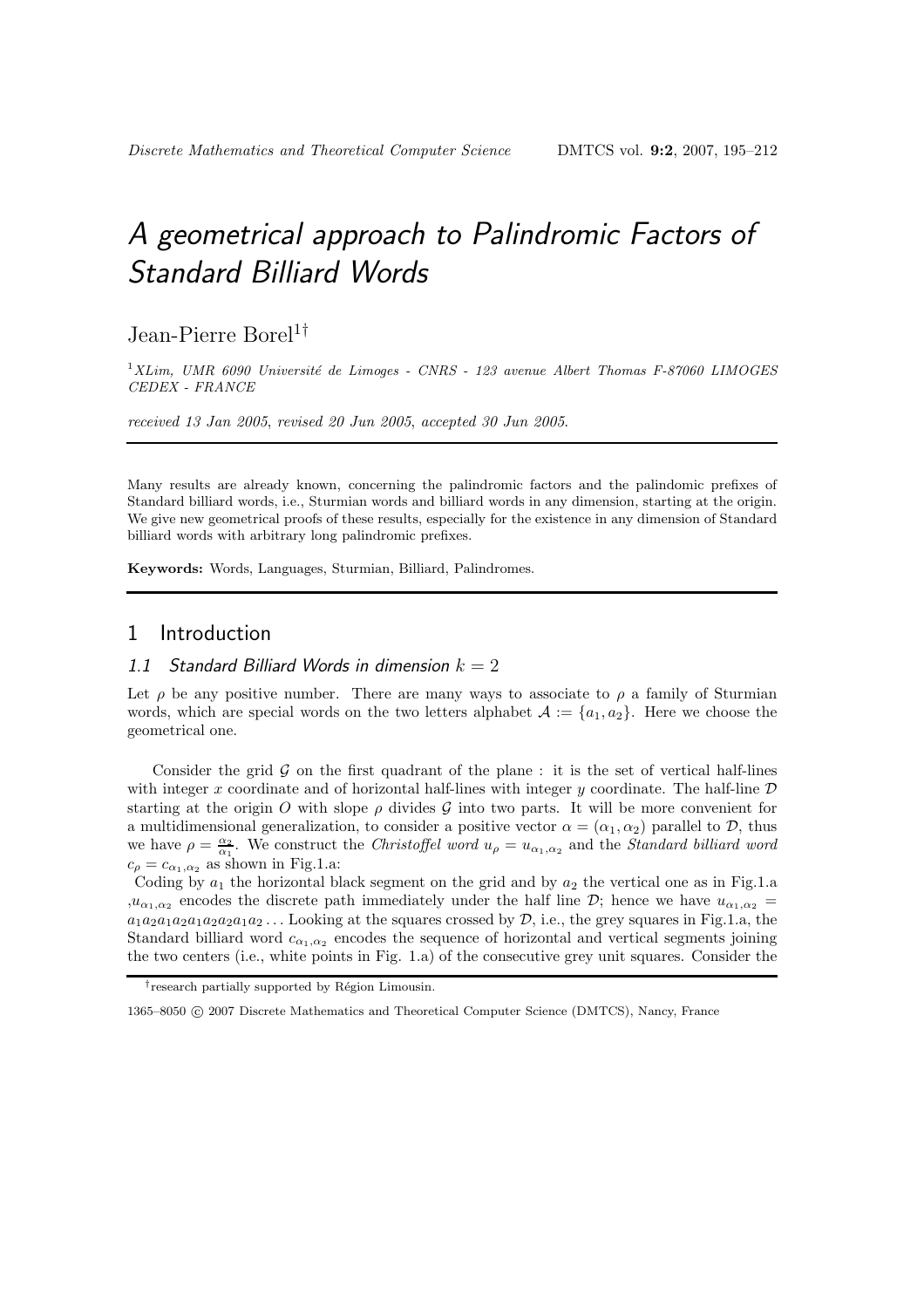# A geometrical approach to Palindromic Factors of Standard Billiard Words

Jean-Pierre Borel[1†]

[1] *XLim, UMR 6090 Université de Limoges - CNRS - 123 avenue Albert Thomas F-87060 LIMOGES CEDEX - FRANCE*

*received 13 Jan 2005, revised 20 Jun 2005, accepted 30 Jun 2005.*

---

Many results are already known, concerning the palindromic factors and the palindomic prefixes of Standard billiard words, i.e., Sturmian words and billiard words in any dimension, starting at the origin. We give new geometrical proofs of these results, especially for the existence in any dimension of Standard billiard words with arbitrary long palindromic prefixes.

**Keywords:** Words, Languages, Sturmian, Billiard, Palindromes.

---

## 1 Introduction

### 1.1 Standard Billiard Words in dimension $k = 2$

Let $\rho$ be any positive number. There are many ways to associate to $\rho$ a family of Sturmian words, which are special words on the two letters alphabet $\mathcal{A} := \{a_1, a_2\}$. Here we choose the geometrical one.

Consider the grid $\mathcal{G}$ on the first quadrant of the plane : it is the set of vertical half-lines with integer $x$ coordinate and of horizontal half-lines with integer $y$ coordinate. The half-line $\mathcal{D}$ starting at the origin $O$ with slope $\rho$ divides $\mathcal{G}$ into two parts. It will be more convenient for a multidimensional generalization, to consider a positive vector $\alpha = (\alpha_1, \alpha_2)$ parallel to $\mathcal{D}$, thus we have $\rho = \frac{\alpha_2}{\alpha_1}$. We construct the *Christoffel word* $u_\rho = u_{\alpha_1,\alpha_2}$ and the *Standard billiard word* $c_\rho = c_{\alpha_1,\alpha_2}$ as shown in Fig.1.a:

Coding by $a_1$ the horizontal black segment on the grid and by $a_2$ the vertical one as in Fig.1.a ,$u_{\alpha_1,\alpha_2}$ encodes the discrete path immediately under the half line $\mathcal{D}$; hence we have $u_{\alpha_1,\alpha_2} = a_1a_2a_1a_2a_1a_2a_2a_1a_2 \ldots$ Looking at the squares crossed by $\mathcal{D}$, i.e., the grey squares in Fig.1.a, the Standard billiard word $c_{\alpha_1,\alpha_2}$ encodes the sequence of horizontal and vertical segments joining the two centers (i.e., white points in Fig. 1.a) of the consecutive grey unit squares. Consider the

[†] research partially supported by Région Limousin.

1365–8050 © 2007 Discrete Mathematics and Theoretical Computer Science (DMTCS), Nancy, France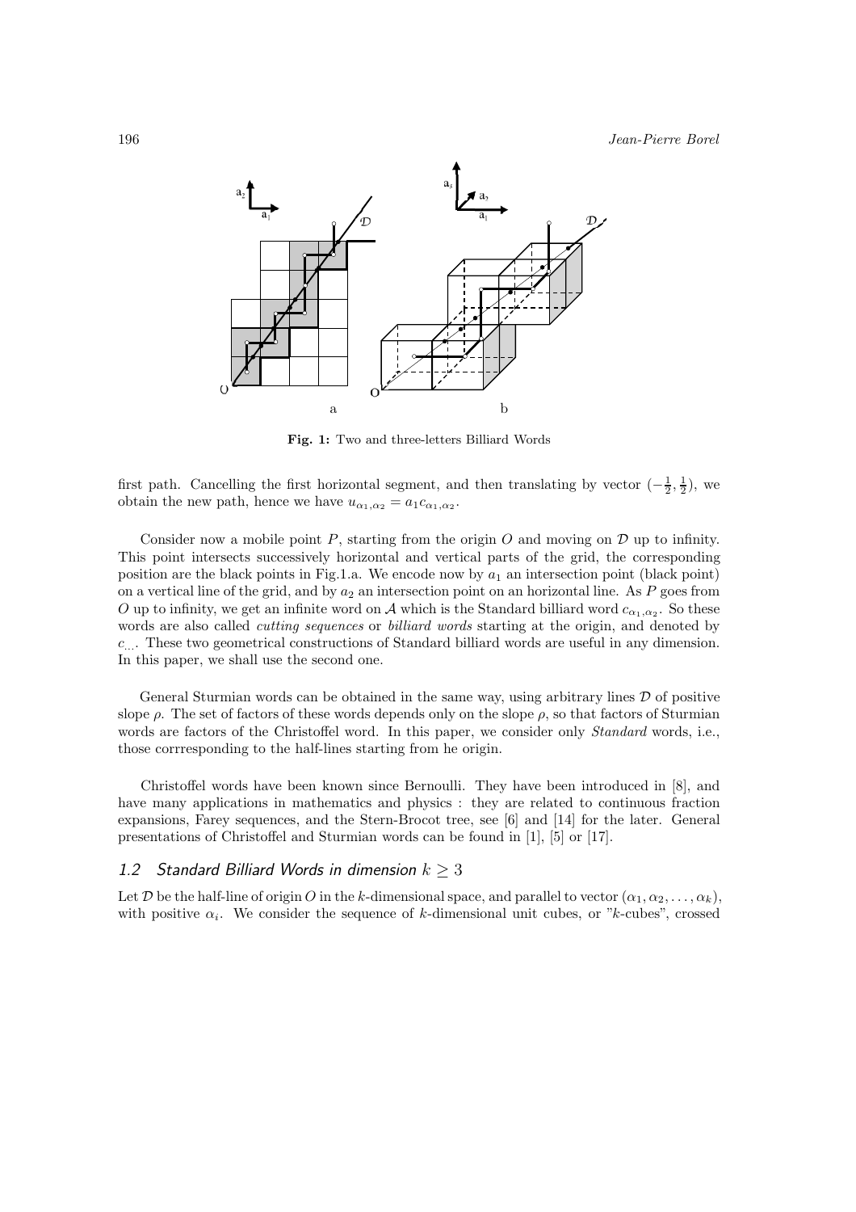**Fig. 1:** Two and three-letters Billiard Words

first path. Cancelling the first horizontal segment, and then translating by vector $(-\frac{1}{2}, \frac{1}{2})$, we obtain the new path, hence we have $u_{\alpha_1,\alpha_2} = a_1 c_{\alpha_1,\alpha_2}$.

Consider now a mobile point $P$, starting from the origin $O$ and moving on $\mathcal{D}$ up to infinity. This point intersects successively horizontal and vertical parts of the grid, the corresponding position are the black points in Fig.1.a. We encode now by $a_1$ an intersection point (black point) on a vertical line of the grid, and by $a_2$ an intersection point on an horizontal line. As $P$ goes from $O$ up to infinity, we get an infinite word on $\mathcal{A}$ which is the Standard billiard word $c_{\alpha_1,\alpha_2}$. So these words are also called *cutting sequences* or *billiard words* starting at the origin, and denoted by $c_{...}$. These two geometrical constructions of Standard billiard words are useful in any dimension. In this paper, we shall use the second one.

General Sturmian words can be obtained in the same way, using arbitrary lines $\mathcal{D}$ of positive slope $\rho$. The set of factors of these words depends only on the slope $\rho$, so that factors of Sturmian words are factors of the Christoffel word. In this paper, we consider only *Standard* words, i.e., those corrresponding to the half-lines starting from he origin.

Christoffel words have been known since Bernoulli. They have been introduced in [8], and have many applications in mathematics and physics : they are related to continuous fraction expansions, Farey sequences, and the Stern-Brocot tree, see [6] and [14] for the later. General presentations of Christoffel and Sturmian words can be found in [1], [5] or [17].

### 1.2 Standard Billiard Words in dimension $k \geq 3$

Let $\mathcal{D}$ be the half-line of origin $O$ in the $k$-dimensional space, and parallel to vector $(\alpha_1, \alpha_2, \ldots, \alpha_k)$, with positive $\alpha_i$. We consider the sequence of $k$-dimensional unit cubes, or "$k$-cubes", crossed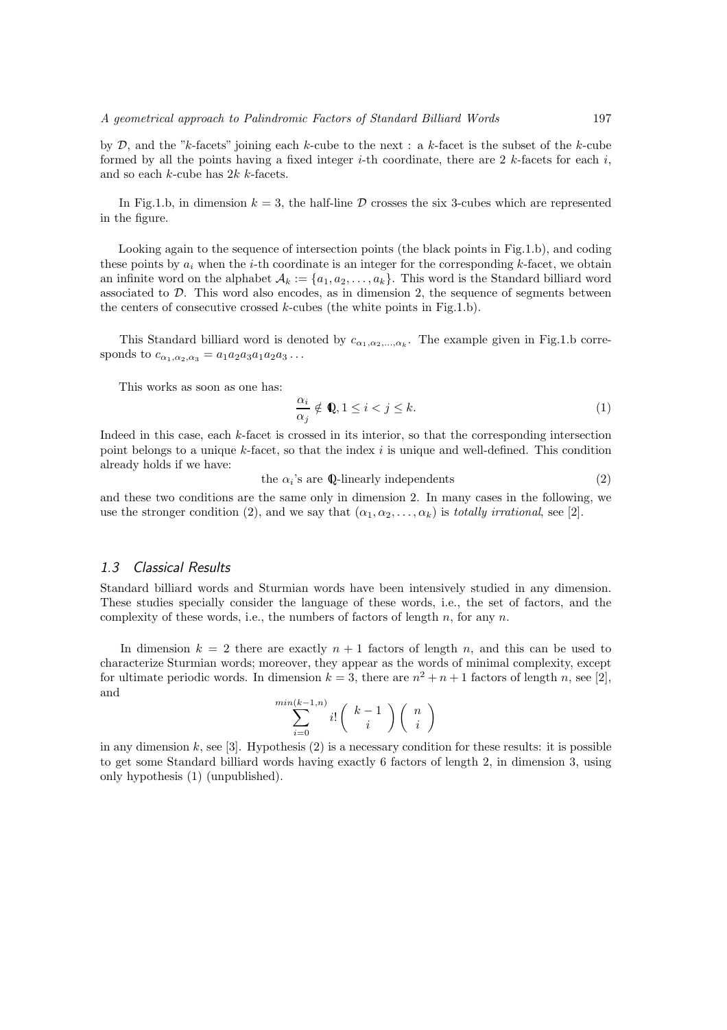by $\mathcal{D}$, and the "$k$-facets" joining each $k$-cube to the next : a $k$-facet is the subset of the $k$-cube formed by all the points having a fixed integer $i$-th coordinate, there are 2 $k$-facets for each $i$, and so each $k$-cube has $2k$ $k$-facets.

In Fig.1.b, in dimension $k = 3$, the half-line $\mathcal{D}$ crosses the six 3-cubes which are represented in the figure.

Looking again to the sequence of intersection points (the black points in Fig.1.b), and coding these points by $a_i$ when the $i$-th coordinate is an integer for the corresponding $k$-facet, we obtain an infinite word on the alphabet $\mathcal{A}_k := \{a_1, a_2, \ldots, a_k\}$. This word is the Standard billiard word associated to $\mathcal{D}$. This word also encodes, as in dimension 2, the sequence of segments between the centers of consecutive crossed $k$-cubes (the white points in Fig.1.b).

This Standard billiard word is denoted by $c_{\alpha_1,\alpha_2,\ldots,\alpha_k}$. The example given in Fig.1.b corresponds to $c_{\alpha_1,\alpha_2,\alpha_3} = a_1a_2a_3a_1a_2a_3\ldots$

This works as soon as one has:

$$\frac{\alpha_i}{\alpha_j} \notin \mathbb{Q}, 1 \leq i < j \leq k. \tag{1}$$

Indeed in this case, each $k$-facet is crossed in its interior, so that the corresponding intersection point belongs to a unique $k$-facet, so that the index $i$ is unique and well-defined. This condition already holds if we have:

$$\text{the } \alpha_i\text{'s are } \mathbb{Q}\text{-linearly independents} \tag{2}$$

and these two conditions are the same only in dimension 2. In many cases in the following, we use the stronger condition (2), and we say that $(\alpha_1, \alpha_2, \ldots, \alpha_k)$ is *totally irrational*, see [2].

### 1.3 Classical Results

Standard billiard words and Sturmian words have been intensively studied in any dimension. These studies specially consider the language of these words, i.e., the set of factors, and the complexity of these words, i.e., the numbers of factors of length $n$, for any $n$.

In dimension $k = 2$ there are exactly $n + 1$ factors of length $n$, and this can be used to characterize Sturmian words; moreover, they appear as the words of minimal complexity, except for ultimate periodic words. In dimension $k = 3$, there are $n^2 + n + 1$ factors of length $n$, see [2], and

$$\sum_{i=0}^{min(k-1,n)} i! \binom{k-1}{i} \binom{n}{i}$$

in any dimension $k$, see [3]. Hypothesis (2) is a necessary condition for these results: it is possible to get some Standard billiard words having exactly 6 factors of length 2, in dimension 3, using only hypothesis (1) (unpublished).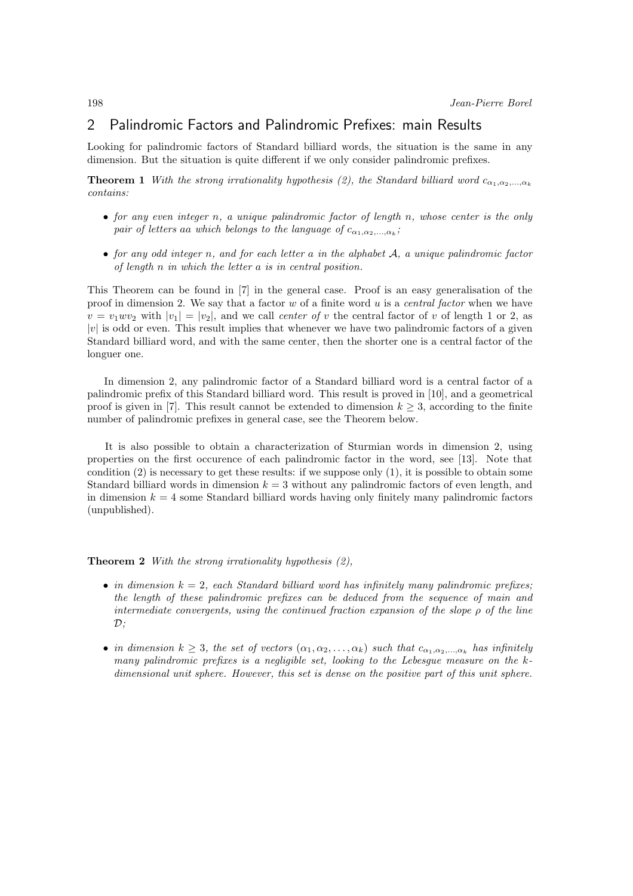## 2 Palindromic Factors and Palindromic Prefixes: main Results

Looking for palindromic factors of Standard billiard words, the situation is the same in any dimension. But the situation is quite different if we only consider palindromic prefixes.

**Theorem 1** *With the strong irrationality hypothesis (2), the Standard billiard word $c_{\alpha_1,\alpha_2,\ldots,\alpha_k}$ contains:*

- *for any even integer $n$, a unique palindromic factor of length $n$, whose center is the only pair of letters $aa$ which belongs to the language of $c_{\alpha_1,\alpha_2,\ldots,\alpha_k}$;*
- *for any odd integer $n$, and for each letter $a$ in the alphabet $\mathcal{A}$, a unique palindromic factor of length $n$ in which the letter $a$ is in central position.*

This Theorem can be found in [7] in the general case. Proof is an easy generalisation of the proof in dimension 2. We say that a factor $w$ of a finite word $u$ is a *central factor* when we have $v = v_1 w v_2$ with $|v_1| = |v_2|$, and we call *center of* $v$ the central factor of $v$ of length 1 or 2, as $|v|$ is odd or even. This result implies that whenever we have two palindromic factors of a given Standard billiard word, and with the same center, then the shorter one is a central factor of the longuer one.

In dimension 2, any palindromic factor of a Standard billiard word is a central factor of a palindromic prefix of this Standard billiard word. This result is proved in [10], and a geometrical proof is given in [7]. This result cannot be extended to dimension $k \geq 3$, according to the finite number of palindromic prefixes in general case, see the Theorem below.

It is also possible to obtain a characterization of Sturmian words in dimension 2, using properties on the first occurence of each palindromic factor in the word, see [13]. Note that condition (2) is necessary to get these results: if we suppose only (1), it is possible to obtain some Standard billiard words in dimension $k = 3$ without any palindromic factors of even length, and in dimension $k = 4$ some Standard billiard words having only finitely many palindromic factors (unpublished).

**Theorem 2** *With the strong irrationality hypothesis (2),*

- *in dimension $k = 2$, each Standard billiard word has infinitely many palindromic prefixes; the length of these palindromic prefixes can be deduced from the sequence of main and intermediate convergents, using the continued fraction expansion of the slope $\rho$ of the line $\mathcal{D}$;*
- *in dimension $k \geq 3$, the set of vectors $(\alpha_1, \alpha_2, \ldots, \alpha_k)$ such that $c_{\alpha_1,\alpha_2,\ldots,\alpha_k}$ has infinitely many palindromic prefixes is a negligible set, looking to the Lebesgue measure on the $k$-dimensional unit sphere. However, this set is dense on the positive part of this unit sphere.*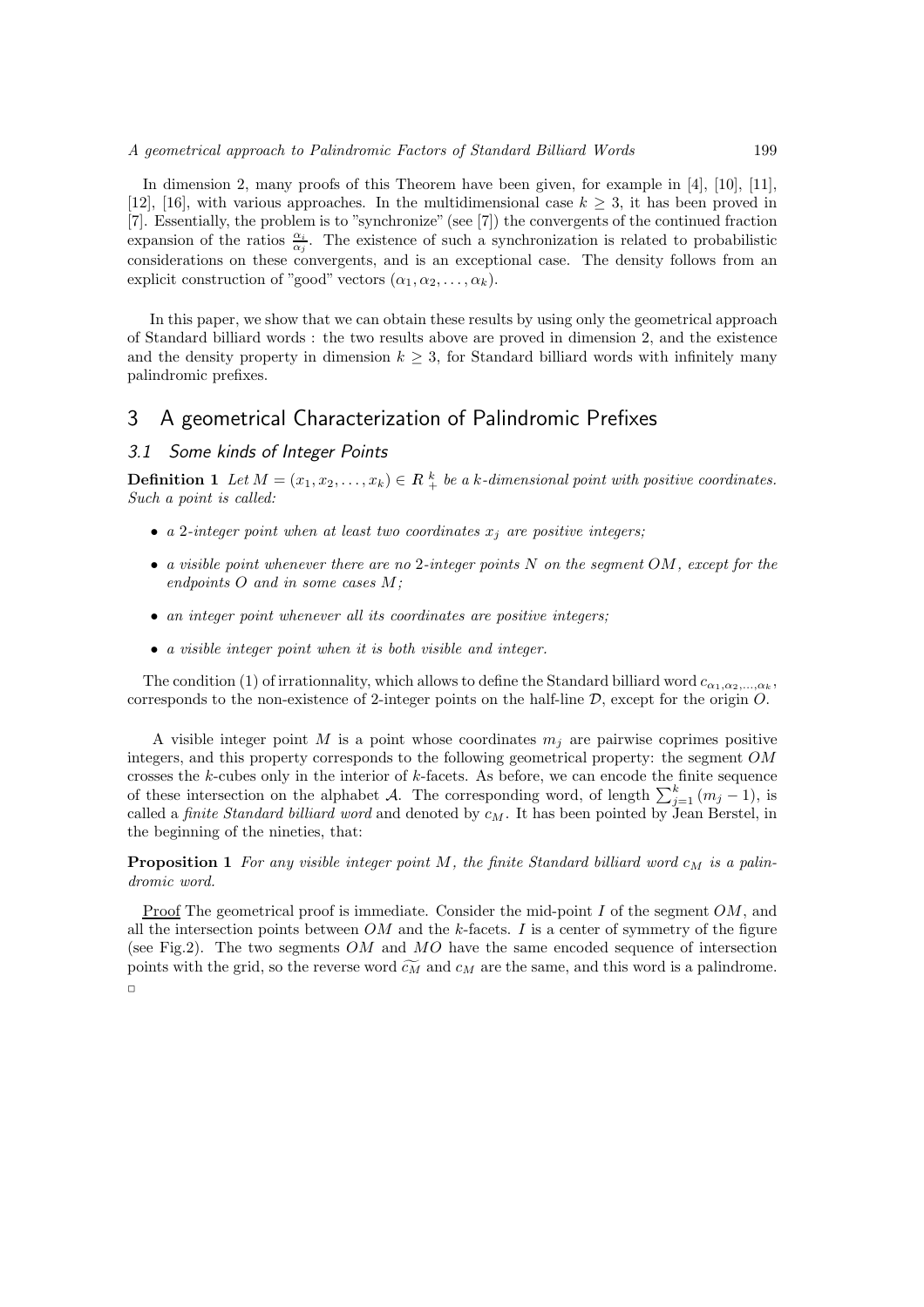In dimension 2, many proofs of this Theorem have been given, for example in [4], [10], [11], [12], [16], with various approaches. In the multidimensional case $k \geq 3$, it has been proved in [7]. Essentially, the problem is to "synchronize" (see [7]) the convergents of the continued fraction expansion of the ratios $\frac{\alpha_i}{\alpha_j}$. The existence of such a synchronization is related to probabilistic considerations on these convergents, and is an exceptional case. The density follows from an explicit construction of "good" vectors $(\alpha_1, \alpha_2, \ldots, \alpha_k)$.

In this paper, we show that we can obtain these results by using only the geometrical approach of Standard billiard words : the two results above are proved in dimension 2, and the existence and the density property in dimension $k \geq 3$, for Standard billiard words with infinitely many palindromic prefixes.

## 3 A geometrical Characterization of Palindromic Prefixes

### 3.1 Some kinds of Integer Points

**Definition 1** *Let $M = (x_1, x_2, \ldots, x_k) \in R^k_+$ be a k-dimensional point with positive coordinates. Such a point is called:*

- *a 2-integer point when at least two coordinates $x_j$ are positive integers;*
- *a visible point whenever there are no 2-integer points $N$ on the segment $OM$, except for the endpoints $O$ and in some cases $M$;*
- *an integer point whenever all its coordinates are positive integers;*
- *a visible integer point when it is both visible and integer.*

The condition (1) of irrationnality, which allows to define the Standard billiard word $c_{\alpha_1,\alpha_2,\ldots,\alpha_k}$, corresponds to the non-existence of 2-integer points on the half-line $\mathcal{D}$, except for the origin $O$.

A visible integer point $M$ is a point whose coordinates $m_j$ are pairwise coprimes positive integers, and this property corresponds to the following geometrical property: the segment $OM$ crosses the $k$-cubes only in the interior of $k$-facets. As before, we can encode the finite sequence of these intersection on the alphabet $\mathcal{A}$. The corresponding word, of length $\sum_{j=1}^{k}(m_j - 1)$, is called a *finite Standard billiard word* and denoted by $c_M$. It has been pointed by Jean Berstel, in the beginning of the nineties, that:

**Proposition 1** *For any visible integer point $M$, the finite Standard billiard word $c_M$ is a palindromic word.*

Proof The geometrical proof is immediate. Consider the mid-point $I$ of the segment $OM$, and all the intersection points between $OM$ and the $k$-facets. $I$ is a center of symmetry of the figure (see Fig.2). The two segments $OM$ and $MO$ have the same encoded sequence of intersection points with the grid, so the reverse word $\widetilde{c_M}$ and $c_M$ are the same, and this word is a palindrome. $\square$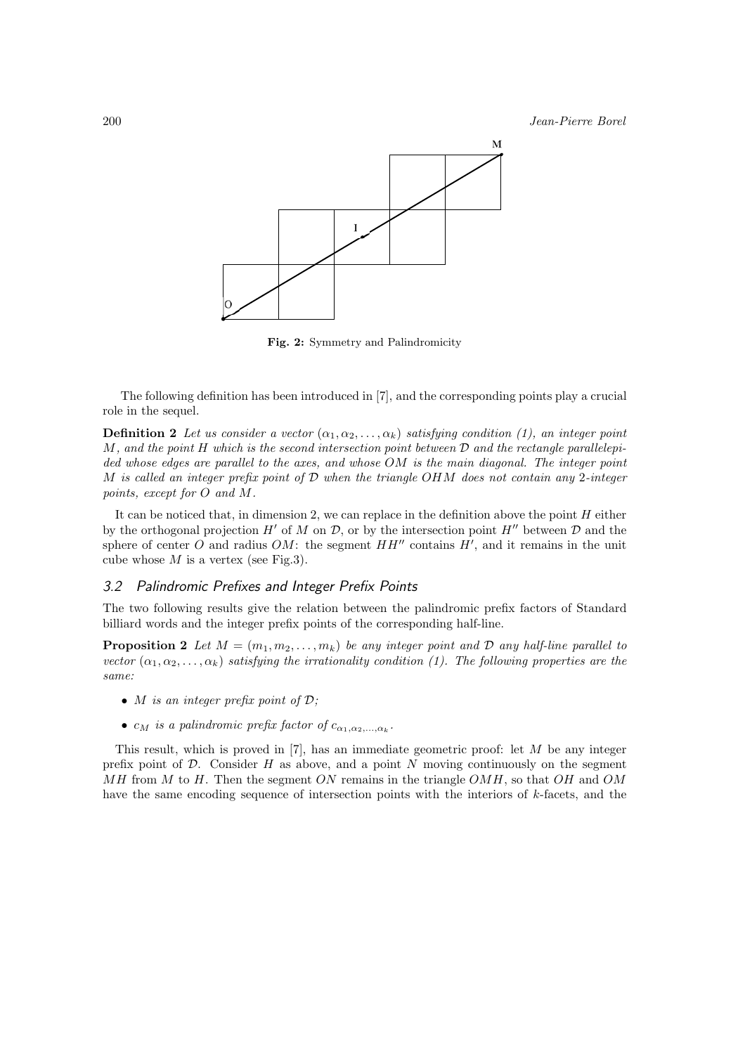**Fig. 2:** Symmetry and Palindromicity

The following definition has been introduced in [7], and the corresponding points play a crucial role in the sequel.

**Definition 2** *Let us consider a vector $(\alpha_1, \alpha_2, \ldots, \alpha_k)$ satisfying condition (1), an integer point $M$, and the point $H$ which is the second intersection point between $\mathcal{D}$ and the rectangle parallelepided whose edges are parallel to the axes, and whose $OM$ is the main diagonal. The integer point $M$ is called an integer prefix point of $\mathcal{D}$ when the triangle $OHM$ does not contain any 2-integer points, except for $O$ and $M$.*

It can be noticed that, in dimension 2, we can replace in the definition above the point $H$ either by the orthogonal projection $H'$ of $M$ on $\mathcal{D}$, or by the intersection point $H''$ between $\mathcal{D}$ and the sphere of center $O$ and radius $OM$: the segment $HH''$ contains $H'$, and it remains in the unit cube whose $M$ is a vertex (see Fig.3).

### 3.2 Palindromic Prefixes and Integer Prefix Points

The two following results give the relation between the palindromic prefix factors of Standard billiard words and the integer prefix points of the corresponding half-line.

**Proposition 2** *Let $M = (m_1, m_2, \ldots, m_k)$ be any integer point and $\mathcal{D}$ any half-line parallel to vector $(\alpha_1, \alpha_2, \ldots, \alpha_k)$ satisfying the irrationality condition (1). The following properties are the same:*

- *$M$ is an integer prefix point of $\mathcal{D}$;*
- *$c_M$ is a palindromic prefix factor of $c_{\alpha_1,\alpha_2,\ldots,\alpha_k}$.*

This result, which is proved in [7], has an immediate geometric proof: let $M$ be any integer prefix point of $\mathcal{D}$. Consider $H$ as above, and a point $N$ moving continuously on the segment $MH$ from $M$ to $H$. Then the segment $ON$ remains in the triangle $OMH$, so that $OH$ and $OM$ have the same encoding sequence of intersection points with the interiors of $k$-facets, and the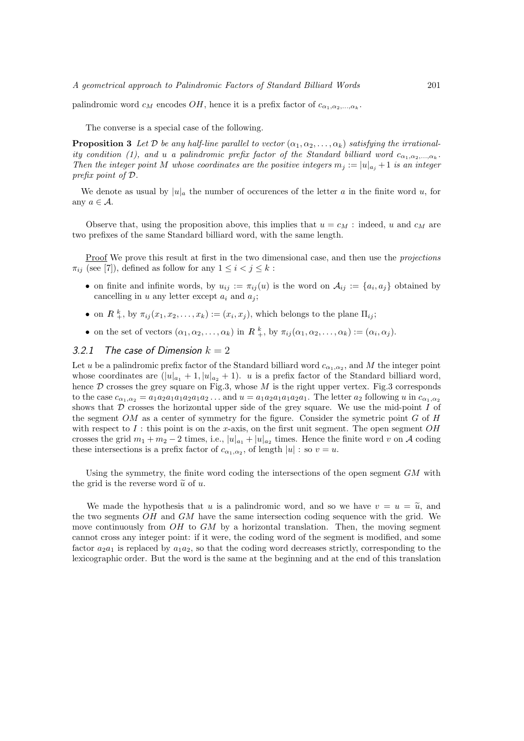palindromic word $c_M$ encodes $OH$, hence it is a prefix factor of $c_{\alpha_1,\alpha_2,\ldots,\alpha_k}$.

The converse is a special case of the following.

**Proposition 3** *Let $\mathcal{D}$ be any half-line parallel to vector $(\alpha_1, \alpha_2, \ldots, \alpha_k)$ satisfying the irrationality condition (1), and $u$ a palindromic prefix factor of the Standard billiard word $c_{\alpha_1,\alpha_2,\ldots,\alpha_k}$. Then the integer point $M$ whose coordinates are the positive integers $m_j := |u|_{a_j} + 1$ is an integer prefix point of $\mathcal{D}$.*

We denote as usual by $|u|_a$ the number of occurences of the letter $a$ in the finite word $u$, for any $a \in \mathcal{A}$.

Observe that, using the proposition above, this implies that $u = c_M$ : indeed, $u$ and $c_M$ are two prefixes of the same Standard billiard word, with the same length.

Proof We prove this result at first in the two dimensional case, and then use the *projections* $\pi_{ij}$ (see [7]), defined as follow for any $1 \leq i < j \leq k$ :

- on finite and infinite words, by $u_{ij} := \pi_{ij}(u)$ is the word on $\mathcal{A}_{ij} := \{a_i, a_j\}$ obtained by cancelling in $u$ any letter except $a_i$ and $a_j$;
- on $R^k_+$, by $\pi_{ij}(x_1, x_2, \ldots, x_k) := (x_i, x_j)$, which belongs to the plane $\Pi_{ij}$;
- on the set of vectors $(\alpha_1, \alpha_2, \ldots, \alpha_k)$ in $R^k_+$, by $\pi_{ij}(\alpha_1, \alpha_2, \ldots, \alpha_k) := (\alpha_i, \alpha_j)$.

### 3.2.1 The case of Dimension $k = 2$

Let $u$ be a palindromic prefix factor of the Standard billiard word $c_{\alpha_1,\alpha_2}$, and $M$ the integer point whose coordinates are $(|u|_{a_1} + 1, |u|_{a_2} + 1)$. $u$ is a prefix factor of the Standard billiard word, hence $\mathcal{D}$ crosses the grey square on Fig.3, whose $M$ is the right upper vertex. Fig.3 corresponds to the case $c_{\alpha_1,\alpha_2} = a_1a_2a_1a_1a_2a_1a_2 \ldots$ and $u = a_1a_2a_1a_1a_2a_1$. The letter $a_2$ following $u$ in $c_{\alpha_1,\alpha_2}$ shows that $\mathcal{D}$ crosses the horizontal upper side of the grey square. We use the mid-point $I$ of the segment $OM$ as a center of symmetry for the figure. Consider the symetric point $G$ of $H$ with respect to $I$ : this point is on the $x$-axis, on the first unit segment. The open segment $OH$ crosses the grid $m_1 + m_2 - 2$ times, i.e., $|u|_{a_1} + |u|_{a_2}$ times. Hence the finite word $v$ on $\mathcal{A}$ coding these intersections is a prefix factor of $c_{\alpha_1,\alpha_2}$, of length $|u|$ : so $v = u$.

Using the symmetry, the finite word coding the intersections of the open segment $GM$ with the grid is the reverse word $\widetilde{u}$ of $u$.

We made the hypothesis that $u$ is a palindromic word, and so we have $v = u = \widetilde{u}$, and the two segments $OH$ and $GM$ have the same intersection coding sequence with the grid. We move continuously from $OH$ to $GM$ by a horizontal translation. Then, the moving segment cannot cross any integer point: if it were, the coding word of the segment is modified, and some factor $a_2a_1$ is replaced by $a_1a_2$, so that the coding word decreases strictly, corresponding to the lexicographic order. But the word is the same at the beginning and at the end of this translation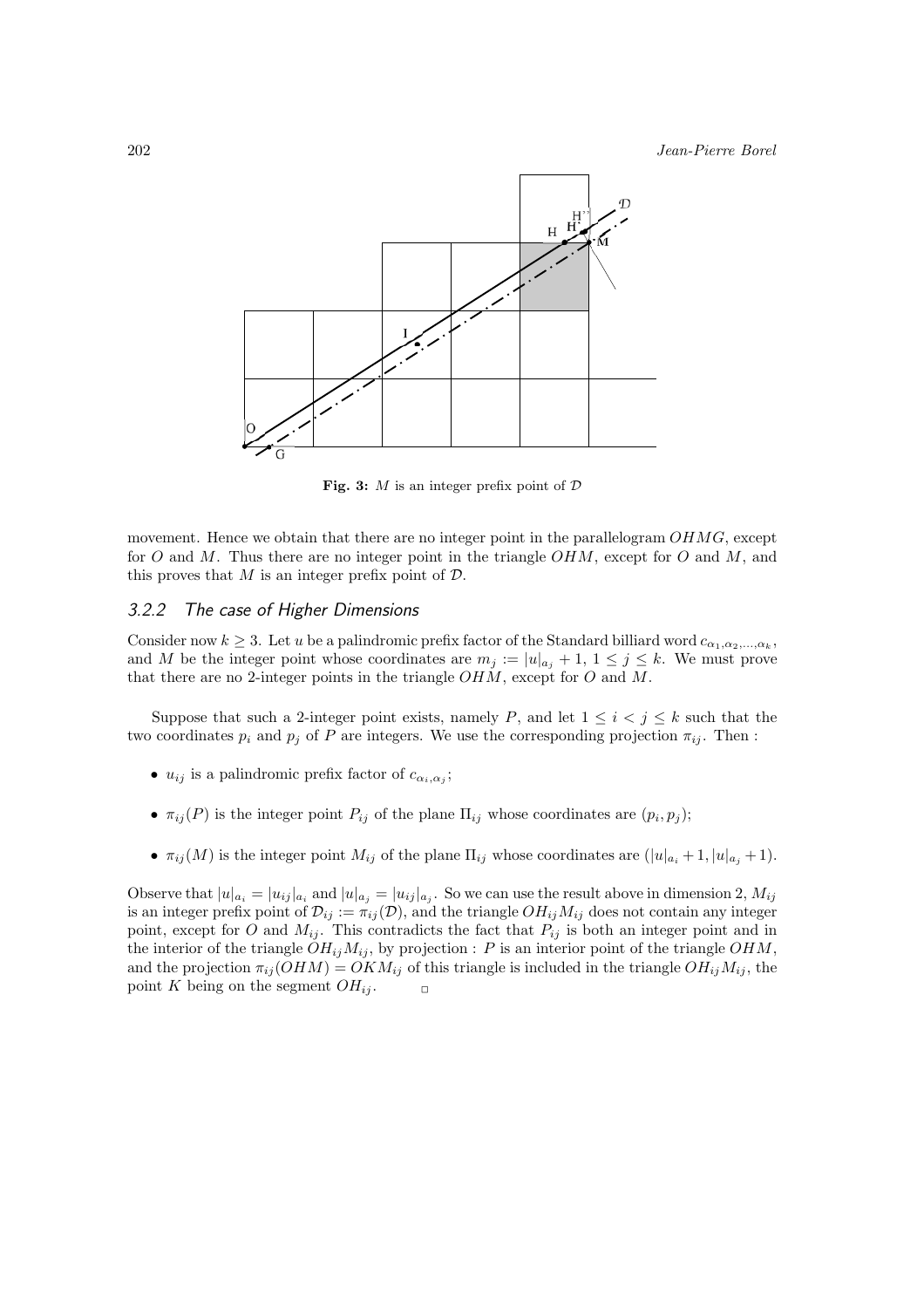**Fig. 3:** $M$ is an integer prefix point of $\mathcal{D}$

movement. Hence we obtain that there are no integer point in the parallelogram $OHMG$, except for $O$ and $M$. Thus there are no integer point in the triangle $OHM$, except for $O$ and $M$, and this proves that $M$ is an integer prefix point of $\mathcal{D}$.

### 3.2.2 The case of Higher Dimensions

Consider now $k \geq 3$. Let $u$ be a palindromic prefix factor of the Standard billiard word $c_{\alpha_1,\alpha_2,\ldots,\alpha_k}$, and $M$ be the integer point whose coordinates are $m_j := |u|_{a_j} + 1$, $1 \leq j \leq k$. We must prove that there are no 2-integer points in the triangle $OHM$, except for $O$ and $M$.

Suppose that such a 2-integer point exists, namely $P$, and let $1 \leq i < j \leq k$ such that the two coordinates $p_i$ and $p_j$ of $P$ are integers. We use the corresponding projection $\pi_{ij}$. Then :

- $u_{ij}$ is a palindromic prefix factor of $c_{\alpha_i,\alpha_j}$;
- $\pi_{ij}(P)$ is the integer point $P_{ij}$ of the plane $\Pi_{ij}$ whose coordinates are $(p_i, p_j)$;
- $\pi_{ij}(M)$ is the integer point $M_{ij}$ of the plane $\Pi_{ij}$ whose coordinates are $(|u|_{a_i} + 1, |u|_{a_j} + 1)$.

Observe that $|u|_{a_i} = |u_{ij}|_{a_i}$ and $|u|_{a_j} = |u_{ij}|_{a_j}$. So we can use the result above in dimension 2, $M_{ij}$ is an integer prefix point of $\mathcal{D}_{ij} := \pi_{ij}(\mathcal{D})$, and the triangle $OH_{ij}M_{ij}$ does not contain any integer point, except for $O$ and $M_{ij}$. This contradicts the fact that $P_{ij}$ is both an integer point and in the interior of the triangle $OH_{ij}M_{ij}$, by projection : $P$ is an interior point of the triangle $OHM$, and the projection $\pi_{ij}(OHM) = OKM_{ij}$ of this triangle is included in the triangle $OH_{ij}M_{ij}$, the point $K$ being on the segment $OH_{ij}$. $\square$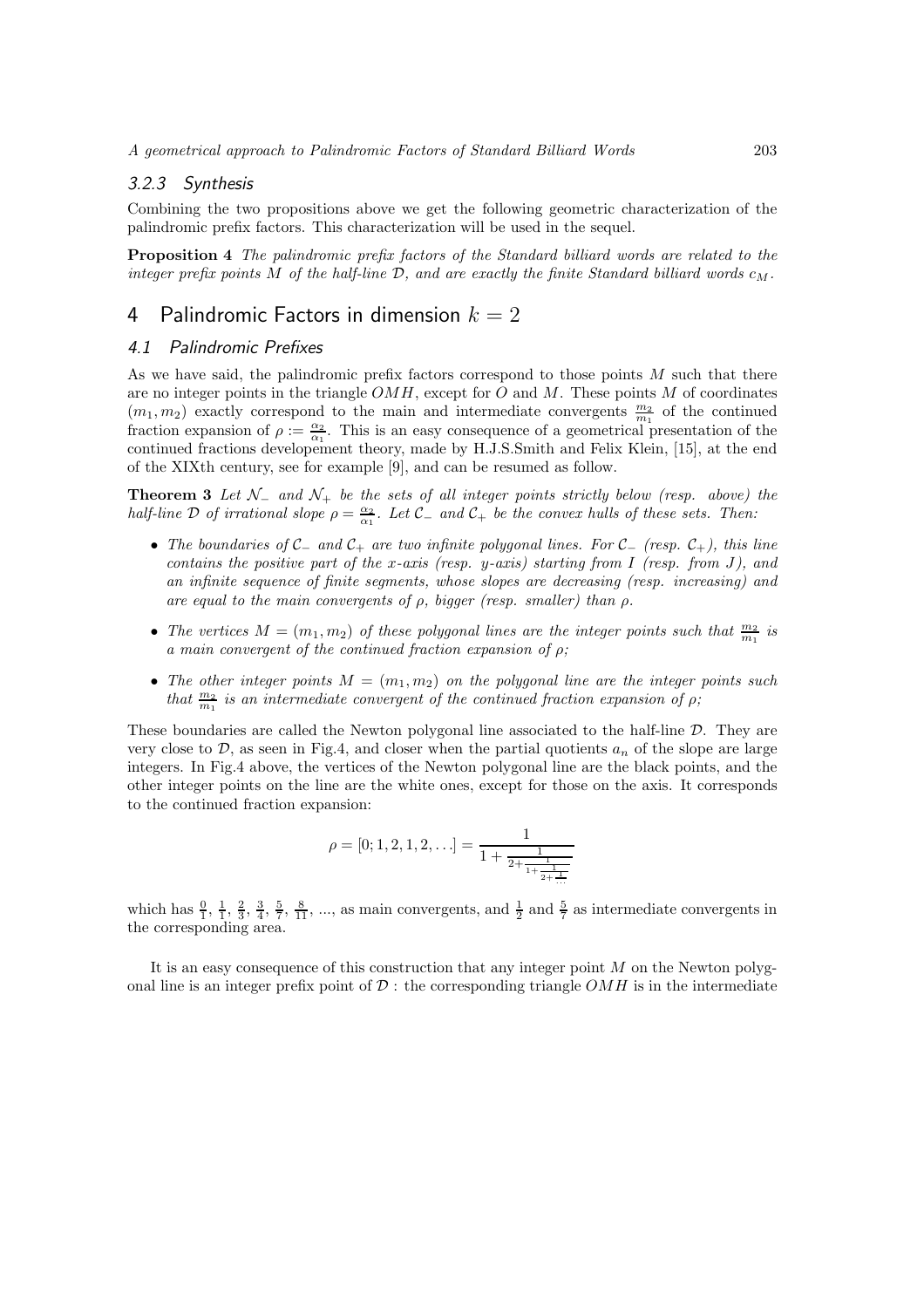### 3.2.3 Synthesis

Combining the two propositions above we get the following geometric characterization of the palindromic prefix factors. This characterization will be used in the sequel.

**Proposition 4** *The palindromic prefix factors of the Standard billiard words are related to the integer prefix points $M$ of the half-line $\mathcal{D}$, and are exactly the finite Standard billiard words $c_M$.*

# 4 Palindromic Factors in dimension $k = 2$

## 4.1 Palindromic Prefixes

As we have said, the palindromic prefix factors correspond to those points $M$ such that there are no integer points in the triangle $OMH$, except for $O$ and $M$. These points $M$ of coordinates $(m_1, m_2)$ exactly correspond to the main and intermediate convergents $\frac{m_2}{m_1}$ of the continued fraction expansion of $\rho := \frac{\alpha_2}{\alpha_1}$. This is an easy consequence of a geometrical presentation of the continued fractions developement theory, made by H.J.S.Smith and Felix Klein, [15], at the end of the XIXth century, see for example [9], and can be resumed as follow.

**Theorem 3** *Let $\mathcal{N}_-$ and $\mathcal{N}_+$ be the sets of all integer points strictly below (resp. above) the half-line $\mathcal{D}$ of irrational slope $\rho = \frac{\alpha_2}{\alpha_1}$. Let $\mathcal{C}_-$ and $\mathcal{C}_+$ be the convex hulls of these sets. Then:*

- *The boundaries of $\mathcal{C}_-$ and $\mathcal{C}_+$ are two infinite polygonal lines. For $\mathcal{C}_-$ (resp. $\mathcal{C}_+$), this line contains the positive part of the $x$-axis (resp. $y$-axis) starting from $I$ (resp. from $J$), and an infinite sequence of finite segments, whose slopes are decreasing (resp. increasing) and are equal to the main convergents of $\rho$, bigger (resp. smaller) than $\rho$.*
- *The vertices $M = (m_1, m_2)$ of these polygonal lines are the integer points such that $\frac{m_2}{m_1}$ is a main convergent of the continued fraction expansion of $\rho$;*
- *The other integer points $M = (m_1, m_2)$ on the polygonal line are the integer points such that $\frac{m_2}{m_1}$ is an intermediate convergent of the continued fraction expansion of $\rho$;*

These boundaries are called the Newton polygonal line associated to the half-line $\mathcal{D}$. They are very close to $\mathcal{D}$, as seen in Fig.4, and closer when the partial quotients $a_n$ of the slope are large integers. In Fig.4 above, the vertices of the Newton polygonal line are the black points, and the other integer points on the line are the white ones, except for those on the axis. It corresponds to the continued fraction expansion:

$$\rho = [0; 1, 2, 1, 2, \ldots] = \cfrac{1}{1 + \cfrac{1}{2 + \cfrac{1}{1 + \cfrac{1}{2 + \cfrac{1}{\ldots}}}}}$$

which has $\frac{0}{1}$, $\frac{1}{1}$, $\frac{2}{3}$, $\frac{3}{4}$, $\frac{5}{7}$, $\frac{8}{11}$, ..., as main convergents, and $\frac{1}{2}$ and $\frac{5}{7}$ as intermediate convergents in the corresponding area.

It is an easy consequence of this construction that any integer point $M$ on the Newton polygonal line is an integer prefix point of $\mathcal{D}$ : the corresponding triangle $OMH$ is in the intermediate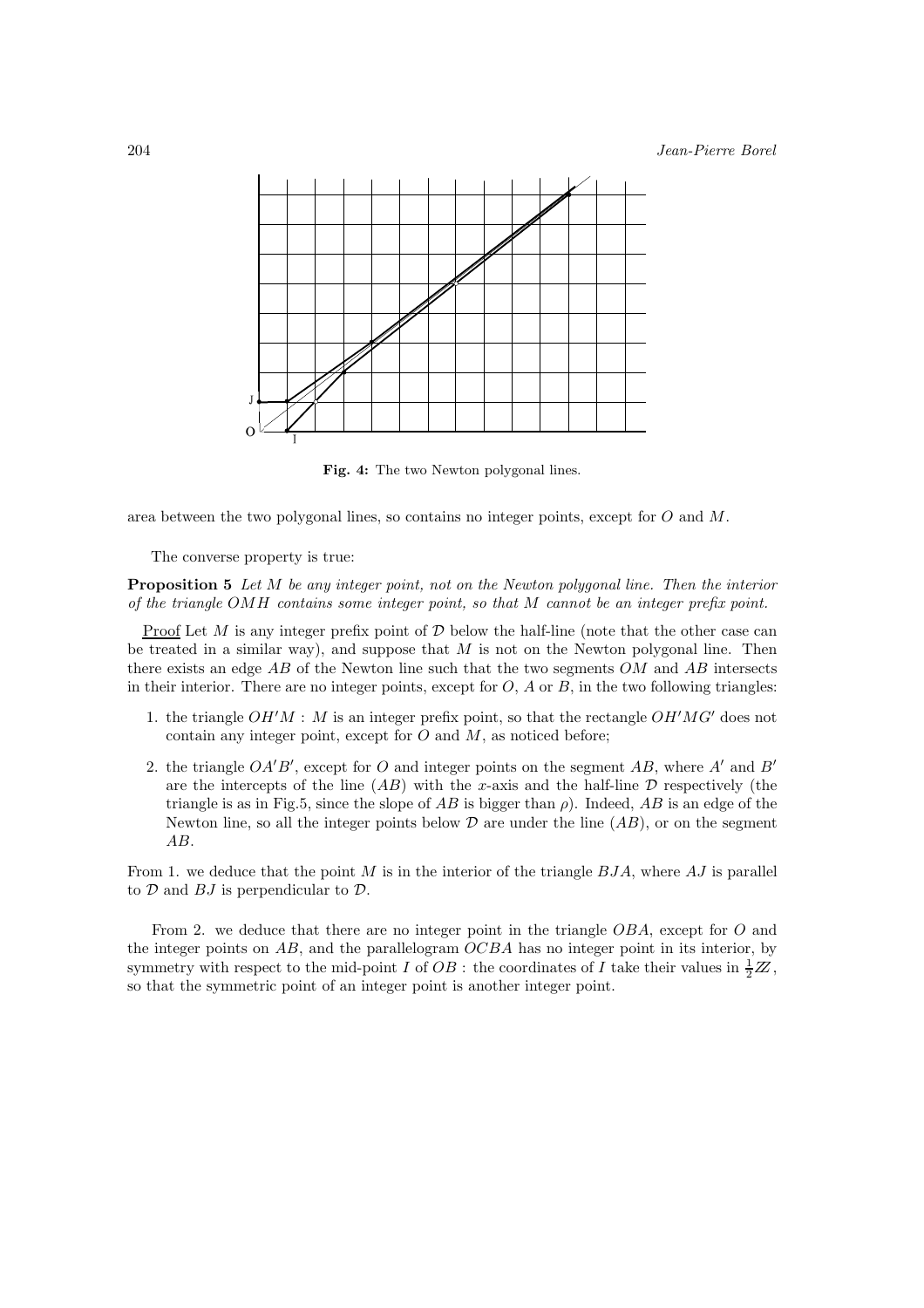**Fig. 4:** The two Newton polygonal lines.

area between the two polygonal lines, so contains no integer points, except for $O$ and $M$.

The converse property is true:

**Proposition 5** *Let $M$ be any integer point, not on the Newton polygonal line. Then the interior of the triangle $OMH$ contains some integer point, so that $M$ cannot be an integer prefix point.*

Proof Let $M$ is any integer prefix point of $\mathcal{D}$ below the half-line (note that the other case can be treated in a similar way), and suppose that $M$ is not on the Newton polygonal line. Then there exists an edge $AB$ of the Newton line such that the two segments $OM$ and $AB$ intersects in their interior. There are no integer points, except for $O$, $A$ or $B$, in the two following triangles:

1. the triangle $OH'M$ : $M$ is an integer prefix point, so that the rectangle $OH'MG'$ does not contain any integer point, except for $O$ and $M$, as noticed before;
2. the triangle $OA'B'$, except for $O$ and integer points on the segment $AB$, where $A'$ and $B'$ are the intercepts of the line $(AB)$ with the $x$-axis and the half-line $\mathcal{D}$ respectively (the triangle is as in Fig.5, since the slope of $AB$ is bigger than $\rho$). Indeed, $AB$ is an edge of the Newton line, so all the integer points below $\mathcal{D}$ are under the line $(AB)$, or on the segment $AB$.

From 1. we deduce that the point $M$ is in the interior of the triangle $BJA$, where $AJ$ is parallel to $\mathcal{D}$ and $BJ$ is perpendicular to $\mathcal{D}$.

From 2. we deduce that there are no integer point in the triangle $OBA$, except for $O$ and the integer points on $AB$, and the parallelogram $OCBA$ has no integer point in its interior, by symmetry with respect to the mid-point $I$ of $OB$ : the coordinates of $I$ take their values in $\frac{1}{2}\mathbb{Z}$, so that the symmetric point of an integer point is another integer point.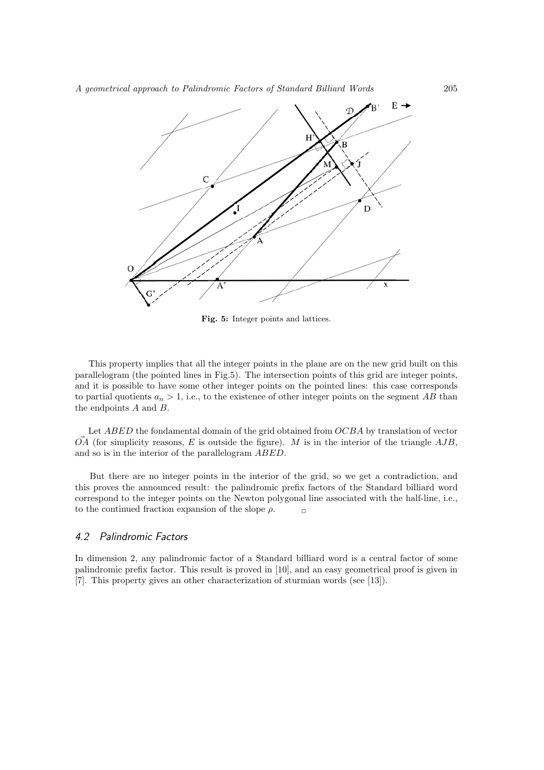Fig. 5: Integer points and lattices.

This property implies that all the integer points in the plane are on the new grid built on this parallelogram (the pointed lines in Fig.5). The intersection points of this grid are integer points, and it is possible to have some other integer points on the pointed lines: this case corresponds to partial quotients $a_n > 1$, i.e., to the existence of other integer points on the segment $AB$ than the endpoints $A$ and $B$.

Let $ABED$ the fondamental domain of the grid obtained from $OCBA$ by translation of vector $\vec{OA}$ (for simplicity reasons, $E$ is outside the figure). $M$ is in the interior of the triangle $AJB$, and so is in the interior of the parallelogram $ABED$.

But there are no integer points in the interior of the grid, so we get a contradiction, and this proves the announced result: the palindromic prefix factors of the Standard billiard word correspond to the integer points on the Newton polygonal line associated with the half-line, i.e., to the continued fraction expansion of the slope $\rho$. □

## 4.2 Palindromic Factors

In dimension 2, any palindromic factor of a Standard billiard word is a central factor of some palindromic prefix factor. This result is proved in [10], and an easy geometrical proof is given in [7]. This property gives an other characterization of sturmian words (see [13]).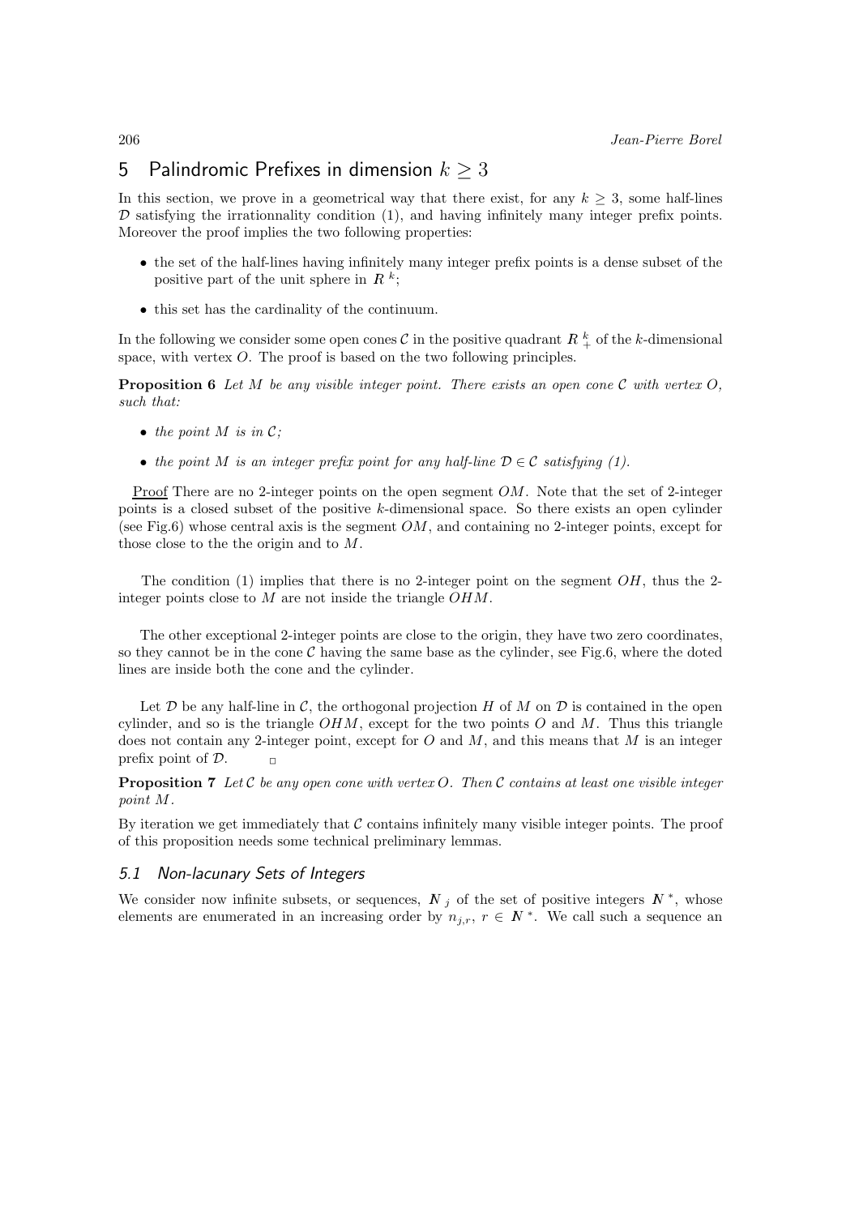## 5 Palindromic Prefixes in dimension $k \geq 3$

In this section, we prove in a geometrical way that there exist, for any $k \geq 3$, some half-lines $\mathcal{D}$ satisfying the irrationnality condition (1), and having infinitely many integer prefix points. Moreover the proof implies the two following properties:

- the set of the half-lines having infinitely many integer prefix points is a dense subset of the positive part of the unit sphere in $\boldsymbol{R}^k$;
- this set has the cardinality of the continuum.

In the following we consider some open cones $\mathcal{C}$ in the positive quadrant $\boldsymbol{R}_+^k$ of the $k$-dimensional space, with vertex $O$. The proof is based on the two following principles.

**Proposition 6** *Let $M$ be any visible integer point. There exists an open cone $\mathcal{C}$ with vertex $O$, such that:*

- *the point $M$ is in $\mathcal{C}$;*
- *the point $M$ is an integer prefix point for any half-line $\mathcal{D} \in \mathcal{C}$ satisfying (1).*

Proof There are no 2-integer points on the open segment $OM$. Note that the set of 2-integer points is a closed subset of the positive $k$-dimensional space. So there exists an open cylinder (see Fig.6) whose central axis is the segment $OM$, and containing no 2-integer points, except for those close to the the origin and to $M$.

The condition (1) implies that there is no 2-integer point on the segment $OH$, thus the 2-integer points close to $M$ are not inside the triangle $OHM$.

The other exceptional 2-integer points are close to the origin, they have two zero coordinates, so they cannot be in the cone $\mathcal{C}$ having the same base as the cylinder, see Fig.6, where the doted lines are inside both the cone and the cylinder.

Let $\mathcal{D}$ be any half-line in $\mathcal{C}$, the orthogonal projection $H$ of $M$ on $\mathcal{D}$ is contained in the open cylinder, and so is the triangle $OHM$, except for the two points $O$ and $M$. Thus this triangle does not contain any 2-integer point, except for $O$ and $M$, and this means that $M$ is an integer prefix point of $\mathcal{D}$. $\square$

**Proposition 7** *Let $\mathcal{C}$ be any open cone with vertex $O$. Then $\mathcal{C}$ contains at least one visible integer point $M$.*

By iteration we get immediately that $\mathcal{C}$ contains infinitely many visible integer points. The proof of this proposition needs some technical preliminary lemmas.

### 5.1 Non-lacunary Sets of Integers

We consider now infinite subsets, or sequences, $\boldsymbol{N}_j$ of the set of positive integers $\boldsymbol{N}^*$, whose elements are enumerated in an increasing order by $n_{j,r}$, $r \in \boldsymbol{N}^*$. We call such a sequence an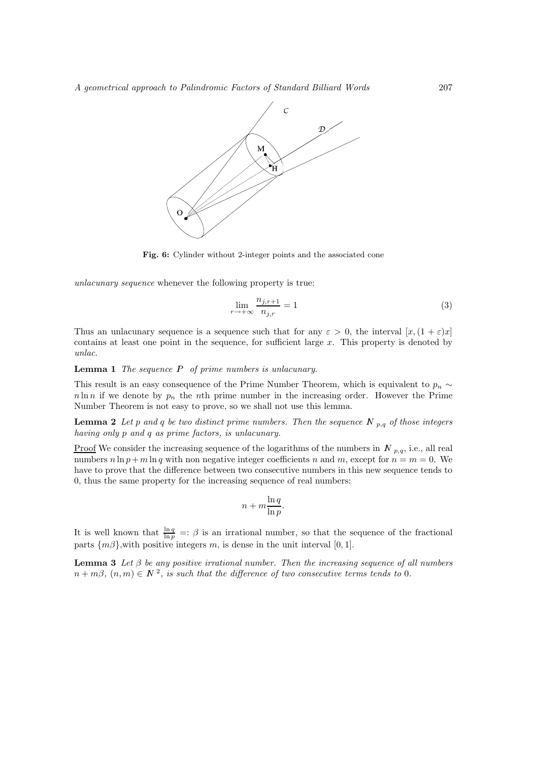**Fig. 6:** Cylinder without 2-integer points and the associated cone

*unlacunary sequence* whenever the following property is true:

$$\lim_{r \to +\infty} \frac{n_{j,r+1}}{n_{j,r}} = 1 \tag{3}$$

Thus an unlacunary sequence is a sequence such that for any $\varepsilon > 0$, the interval $[x, (1+\varepsilon)x]$ contains at least one point in the sequence, for sufficient large $x$. This property is denoted by *unlac*.

**Lemma 1** *The sequence* $\boldsymbol{P}$ *of prime numbers is unlacunary.*

This result is an easy consequence of the Prime Number Theorem, which is equivalent to $p_n \sim n \ln n$ if we denote by $p_n$ the $n$th prime number in the increasing order. However the Prime Number Theorem is not easy to prove, so we shall not use this lemma.

**Lemma 2** *Let $p$ and $q$ be two distinct prime numbers. Then the sequence $\boldsymbol{N}_{p,q}$ of those integers having only $p$ and $q$ as prime factors, is unlacunary.*

Proof We consider the increasing sequence of the logarithms of the numbers in $\boldsymbol{N}_{p,q}$, i.e., all real numbers $n \ln p + m \ln q$ with non negative integer coefficients $n$ and $m$, except for $n = m = 0$. We have to prove that the difference between two consecutive numbers in this new sequence tends to 0, thus the same property for the increasing sequence of real numbers:

$$n + m \frac{\ln q}{\ln p}.$$

It is well known that $\frac{\ln q}{\ln p} =: \beta$ is an irrational number, so that the sequence of the fractional parts $\{m\beta\}$,with positive integers $m$, is dense in the unit interval $[0, 1]$.

**Lemma 3** *Let $\beta$ be any positive irrational number. Then the increasing sequence of all numbers $n + m\beta$, $(n, m) \in \boldsymbol{N}^2$, is such that the difference of two consecutive terms tends to 0.*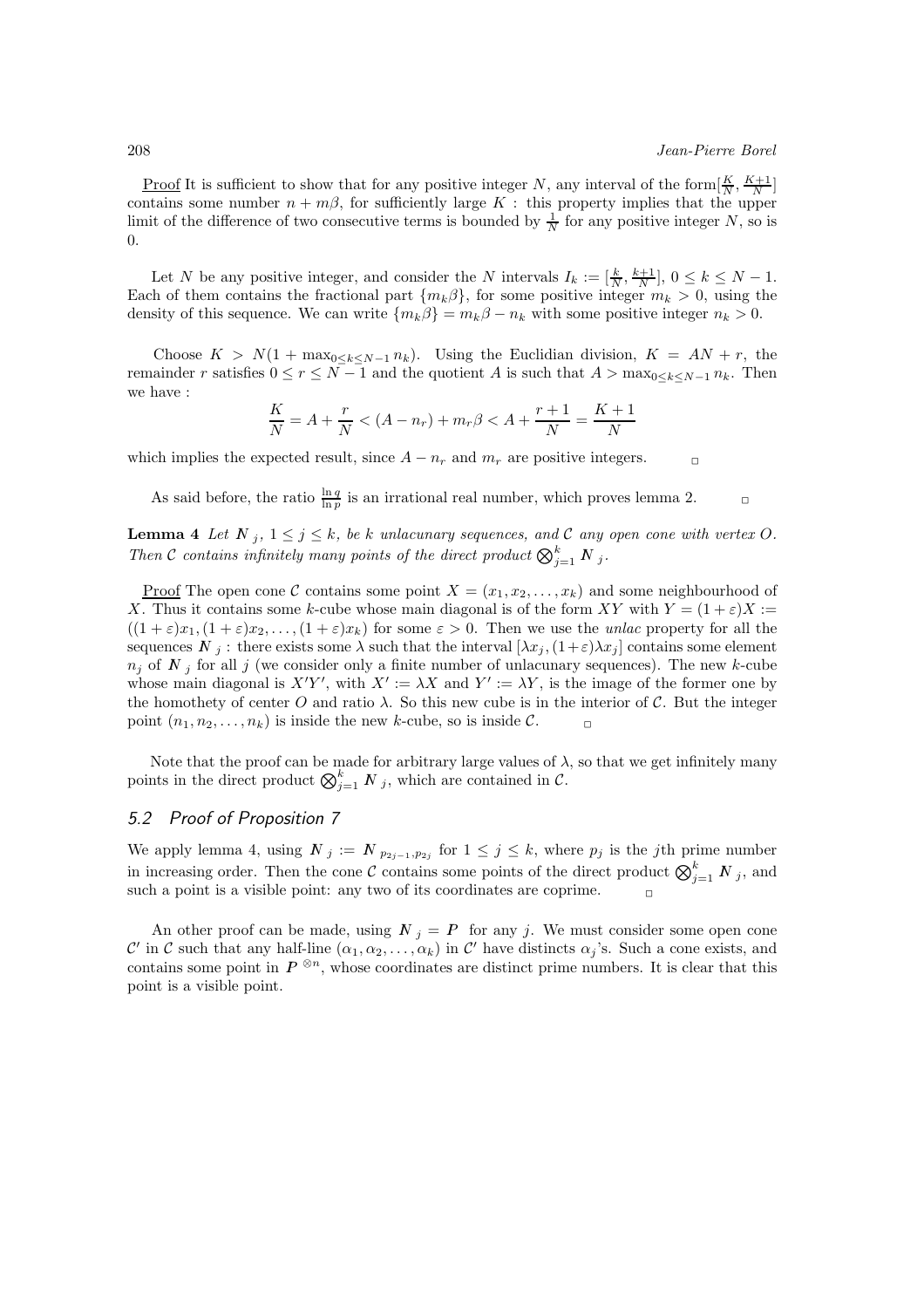Proof It is sufficient to show that for any positive integer $N$, any interval of the form$[\frac{K}{N}, \frac{K+1}{N}]$ contains some number $n + m\beta$, for sufficiently large $K$ : this property implies that the upper limit of the difference of two consecutive terms is bounded by $\frac{1}{N}$ for any positive integer $N$, so is 0.

Let $N$ be any positive integer, and consider the $N$ intervals $I_k := [\frac{k}{N}, \frac{k+1}{N}]$, $0 \le k \le N-1$. Each of them contains the fractional part $\{m_k\beta\}$, for some positive integer $m_k > 0$, using the density of this sequence. We can write $\{m_k\beta\} = m_k\beta - n_k$ with some positive integer $n_k > 0$.

Choose $K > N(1 + \max_{0\le k\le N-1} n_k)$. Using the Euclidian division, $K = AN + r$, the remainder $r$ satisfies $0 \le r \le N-1$ and the quotient $A$ is such that $A > \max_{0\le k\le N-1} n_k$. Then we have :

$$\frac{K}{N} = A + \frac{r}{N} < (A - n_r) + m_r\beta < A + \frac{r+1}{N} = \frac{K+1}{N}$$

which implies the expected result, since $A - n_r$ and $m_r$ are positive integers. □

As said before, the ratio $\frac{\ln q}{\ln p}$ is an irrational real number, which proves lemma 2. □

**Lemma 4** *Let $\boldsymbol{N}_j$, $1 \le j \le k$, be $k$ unlacunary sequences, and $\mathcal{C}$ any open cone with vertex $O$. Then $\mathcal{C}$ contains infinitely many points of the direct product $\bigotimes_{j=1}^{k} \boldsymbol{N}_j$.*

Proof The open cone $\mathcal{C}$ contains some point $X = (x_1, x_2, \ldots, x_k)$ and some neighbourhood of $X$. Thus it contains some $k$-cube whose main diagonal is of the form $XY$ with $Y = (1+\varepsilon)X := ((1+\varepsilon)x_1, (1+\varepsilon)x_2, \ldots, (1+\varepsilon)x_k)$ for some $\varepsilon > 0$. Then we use the *unlac* property for all the sequences $\boldsymbol{N}_j$ : there exists some $\lambda$ such that the interval $[\lambda x_j, (1+\varepsilon)\lambda x_j]$ contains some element $n_j$ of $\boldsymbol{N}_j$ for all $j$ (we consider only a finite number of unlacunary sequences). The new $k$-cube whose main diagonal is $X'Y'$, with $X' := \lambda X$ and $Y' := \lambda Y$, is the image of the former one by the homothety of center $O$ and ratio $\lambda$. So this new cube is in the interior of $\mathcal{C}$. But the integer point $(n_1, n_2, \ldots, n_k)$ is inside the new $k$-cube, so is inside $\mathcal{C}$. □

Note that the proof can be made for arbitrary large values of $\lambda$, so that we get infinitely many points in the direct product $\bigotimes_{j=1}^{k} \boldsymbol{N}_j$, which are contained in $\mathcal{C}$.

## 5.2 Proof of Proposition 7

We apply lemma 4, using $\boldsymbol{N}_j := \boldsymbol{N}_{p_{2j-1}, p_{2j}}$ for $1 \le j \le k$, where $p_j$ is the $j$th prime number in increasing order. Then the cone $\mathcal{C}$ contains some points of the direct product $\bigotimes_{j=1}^{k} \boldsymbol{N}_j$, and such a point is a visible point: any two of its coordinates are coprime. □

An other proof can be made, using $\boldsymbol{N}_j = \boldsymbol{P}$ for any $j$. We must consider some open cone $\mathcal{C}'$ in $\mathcal{C}$ such that any half-line $(\alpha_1, \alpha_2, \ldots, \alpha_k)$ in $\mathcal{C}'$ have distincts $\alpha_j$'s. Such a cone exists, and contains some point in $\boldsymbol{P}^{\otimes n}$, whose coordinates are distinct prime numbers. It is clear that this point is a visible point.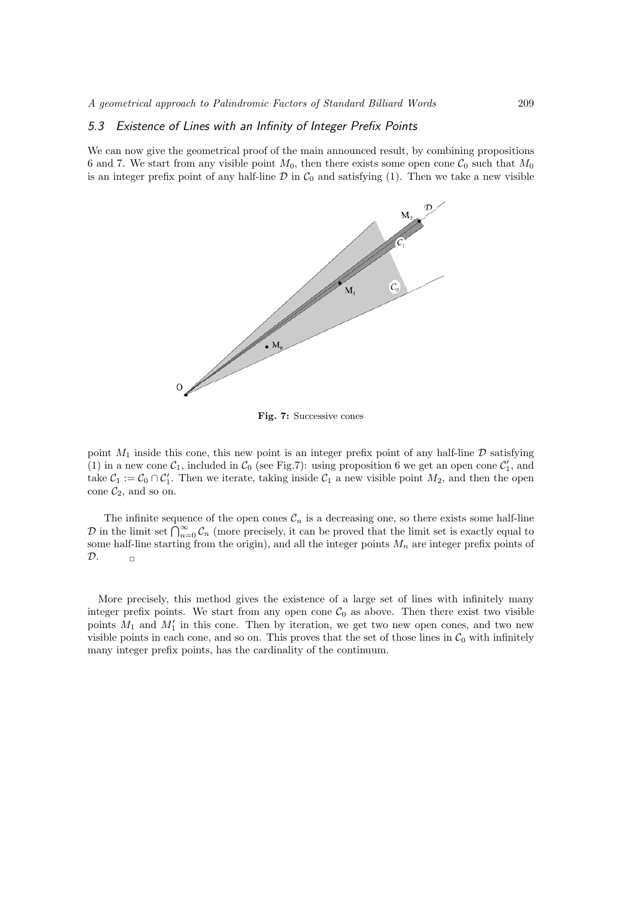### 5.3 Existence of Lines with an Infinity of Integer Prefix Points

We can now give the geometrical proof of the main announced result, by combining propositions 6 and 7. We start from any visible point $M_0$, then there exists some open cone $\mathcal{C}_0$ such that $M_0$ is an integer prefix point of any half-line $\mathcal{D}$ in $\mathcal{C}_0$ and satisfying (1). Then we take a new visible

**Fig. 7:** Successive cones

point $M_1$ inside this cone, this new point is an integer prefix point of any half-line $\mathcal{D}$ satisfying (1) in a new cone $\mathcal{C}_1$, included in $\mathcal{C}_0$ (see Fig.7): using proposition 6 we get an open cone $\mathcal{C}'_1$, and take $\mathcal{C}_1 := \mathcal{C}_0 \cap \mathcal{C}'_1$. Then we iterate, taking inside $\mathcal{C}_1$ a new visible point $M_2$, and then the open cone $\mathcal{C}_2$, and so on.

The infinite sequence of the open cones $\mathcal{C}_n$ is a decreasing one, so there exists some half-line $\mathcal{D}$ in the limit set $\bigcap_{n=0}^{\infty} \mathcal{C}_n$ (more precisely, it can be proved that the limit set is exactly equal to some half-line starting from the origin), and all the integer points $M_n$ are integer prefix points of $\mathcal{D}$. □

More precisely, this method gives the existence of a large set of lines with infinitely many integer prefix points. We start from any open cone $\mathcal{C}_0$ as above. Then there exist two visible points $M_1$ and $M'_1$ in this cone. Then by iteration, we get two new open cones, and two new visible points in each cone, and so on. This proves that the set of those lines in $\mathcal{C}_0$ with infinitely many integer prefix points, has the cardinality of the continuum.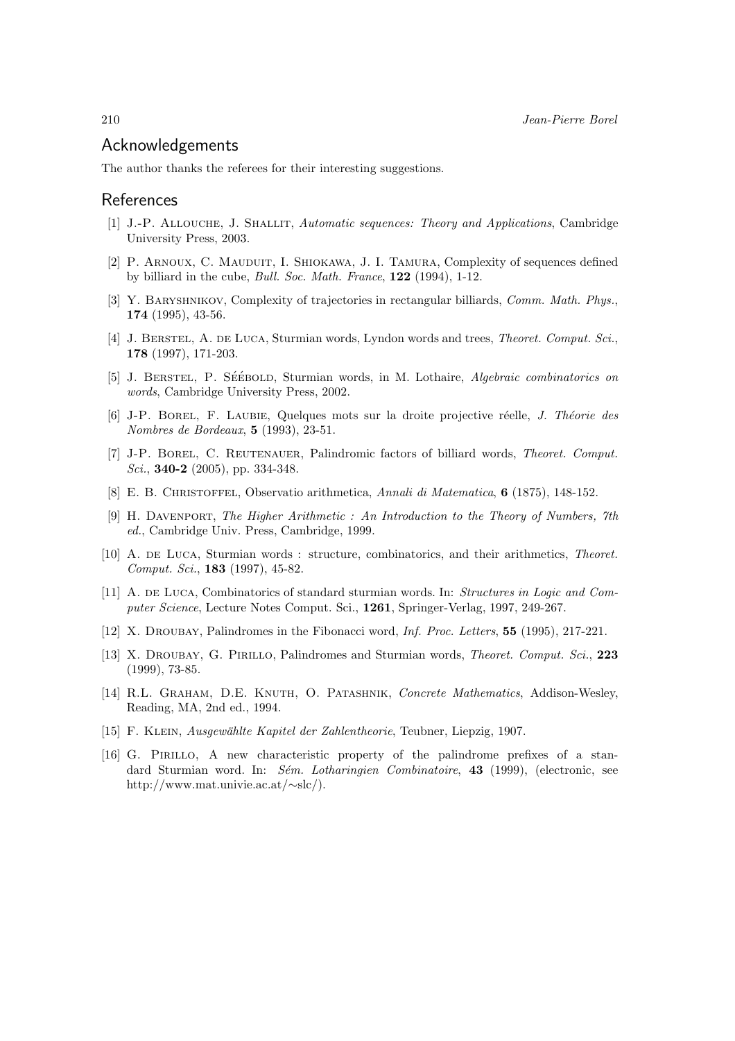## Acknowledgements

The author thanks the referees for their interesting suggestions.

## References

[1] J.-P. Allouche, J. Shallit, *Automatic sequences: Theory and Applications*, Cambridge University Press, 2003.

[2] P. Arnoux, C. Mauduit, I. Shiokawa, J. I. Tamura, Complexity of sequences defined by billiard in the cube, *Bull. Soc. Math. France*, **122** (1994), 1-12.

[3] Y. Baryshnikov, Complexity of trajectories in rectangular billiards, *Comm. Math. Phys.*, **174** (1995), 43-56.

[4] J. Berstel, A. de Luca, Sturmian words, Lyndon words and trees, *Theoret. Comput. Sci.*, **178** (1997), 171-203.

[5] J. Berstel, P. Séébold, Sturmian words, in M. Lothaire, *Algebraic combinatorics on words*, Cambridge University Press, 2002.

[6] J-P. Borel, F. Laubie, Quelques mots sur la droite projective réelle, *J. Théorie des Nombres de Bordeaux*, **5** (1993), 23-51.

[7] J-P. Borel, C. Reutenauer, Palindromic factors of billiard words, *Theoret. Comput. Sci.*, **340-2** (2005), pp. 334-348.

[8] E. B. Christoffel, Observatio arithmetica, *Annali di Matematica*, **6** (1875), 148-152.

[9] H. Davenport, *The Higher Arithmetic : An Introduction to the Theory of Numbers, 7th ed.*, Cambridge Univ. Press, Cambridge, 1999.

[10] A. de Luca, Sturmian words : structure, combinatorics, and their arithmetics, *Theoret. Comput. Sci.*, **183** (1997), 45-82.

[11] A. de Luca, Combinatorics of standard sturmian words. In: *Structures in Logic and Computer Science*, Lecture Notes Comput. Sci., **1261**, Springer-Verlag, 1997, 249-267.

[12] X. Droubay, Palindromes in the Fibonacci word, *Inf. Proc. Letters*, **55** (1995), 217-221.

[13] X. Droubay, G. Pirillo, Palindromes and Sturmian words, *Theoret. Comput. Sci.*, **223** (1999), 73-85.

[14] R.L. Graham, D.E. Knuth, O. Patashnik, *Concrete Mathematics*, Addison-Wesley, Reading, MA, 2nd ed., 1994.

[15] F. Klein, *Ausgewählte Kapitel der Zahlentheorie*, Teubner, Liepzig, 1907.

[16] G. Pirillo, A new characteristic property of the palindrome prefixes of a standard Sturmian word. In: *Sém. Lotharingien Combinatoire*, **43** (1999), (electronic, see http://www.mat.univie.ac.at/∼slc/).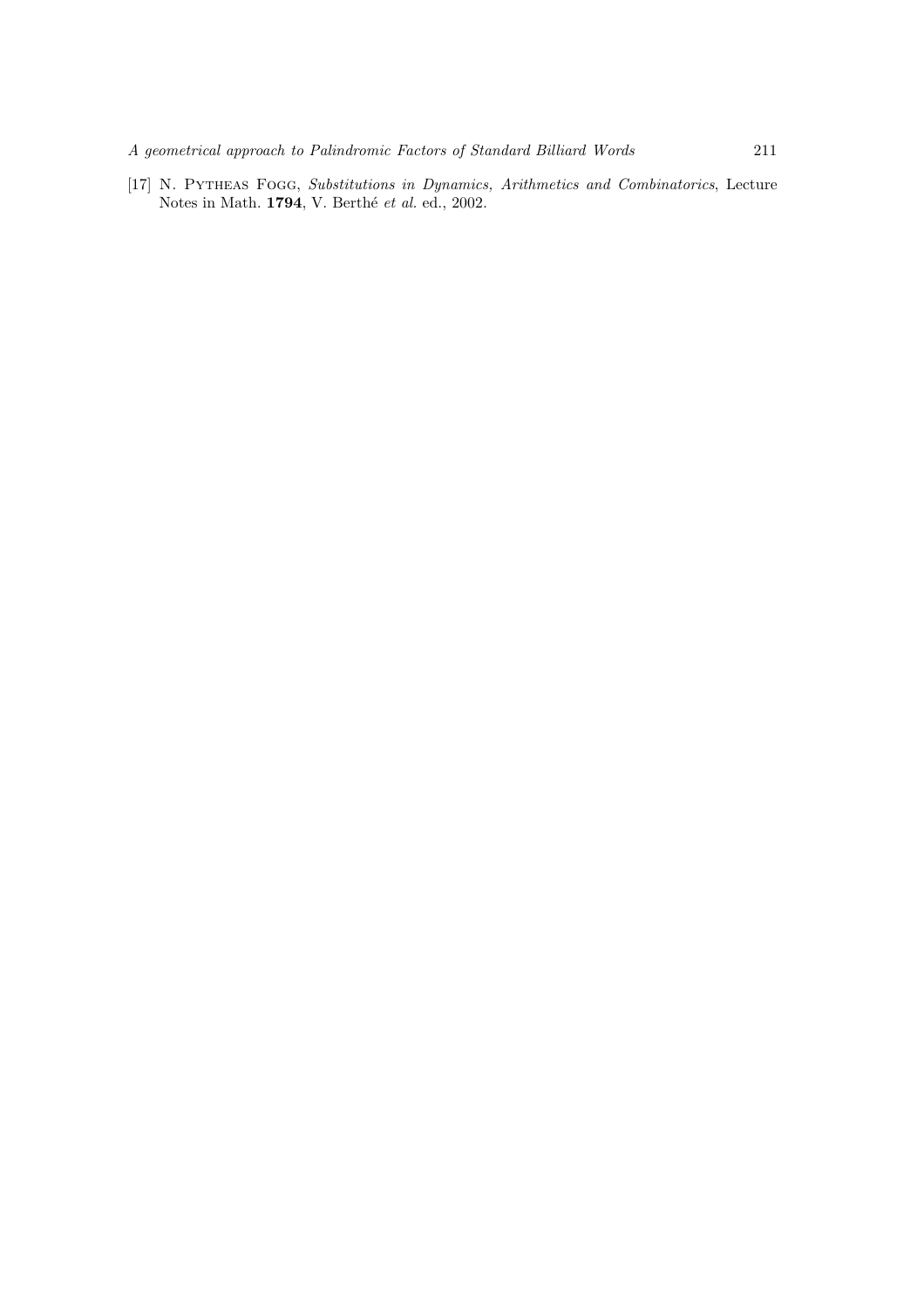[17] N. Pytheas Fogg, *Substitutions in Dynamics, Arithmetics and Combinatorics*, Lecture Notes in Math. **1794**, V. Berthé *et al.* ed., 2002.